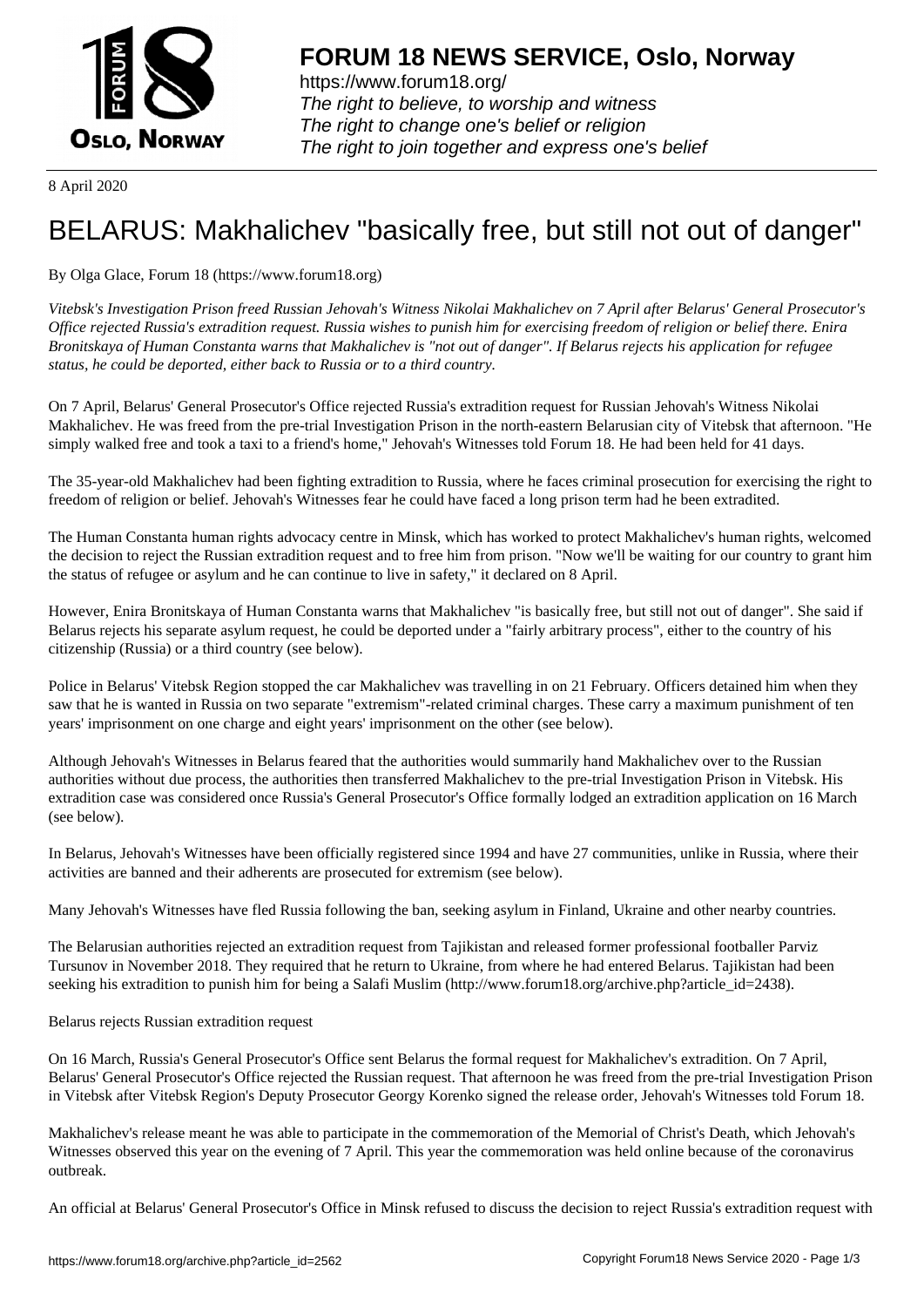**FORUM 18 NEWS SERVICE, Oslo, Norway**

https://www.forum18.org/
*The right to believe, to worship and witness*
*The right to change one's belief or religion*
*The right to join together and express one's belief*

8 April 2020

# BELARUS: Makhalichev "basically free, but still not out of danger"

By Olga Glace, Forum 18 (https://www.forum18.org)

*Vitebsk's Investigation Prison freed Russian Jehovah's Witness Nikolai Makhalichev on 7 April after Belarus' General Prosecutor's Office rejected Russia's extradition request. Russia wishes to punish him for exercising freedom of religion or belief there. Enira Bronitskaya of Human Constanta warns that Makhalichev is "not out of danger". If Belarus rejects his application for refugee status, he could be deported, either back to Russia or to a third country.*

On 7 April, Belarus' General Prosecutor's Office rejected Russia's extradition request for Russian Jehovah's Witness Nikolai Makhalichev. He was freed from the pre-trial Investigation Prison in the north-eastern Belarusian city of Vitebsk that afternoon. "He simply walked free and took a taxi to a friend's home," Jehovah's Witnesses told Forum 18. He had been held for 41 days.

The 35-year-old Makhalichev had been fighting extradition to Russia, where he faces criminal prosecution for exercising the right to freedom of religion or belief. Jehovah's Witnesses fear he could have faced a long prison term had he been extradited.

The Human Constanta human rights advocacy centre in Minsk, which has worked to protect Makhalichev's human rights, welcomed the decision to reject the Russian extradition request and to free him from prison. "Now we'll be waiting for our country to grant him the status of refugee or asylum and he can continue to live in safety," it declared on 8 April.

However, Enira Bronitskaya of Human Constanta warns that Makhalichev "is basically free, but still not out of danger". She said if Belarus rejects his separate asylum request, he could be deported under a "fairly arbitrary process", either to the country of his citizenship (Russia) or a third country (see below).

Police in Belarus' Vitebsk Region stopped the car Makhalichev was travelling in on 21 February. Officers detained him when they saw that he is wanted in Russia on two separate "extremism"-related criminal charges. These carry a maximum punishment of ten years' imprisonment on one charge and eight years' imprisonment on the other (see below).

Although Jehovah's Witnesses in Belarus feared that the authorities would summarily hand Makhalichev over to the Russian authorities without due process, the authorities then transferred Makhalichev to the pre-trial Investigation Prison in Vitebsk. His extradition case was considered once Russia's General Prosecutor's Office formally lodged an extradition application on 16 March (see below).

In Belarus, Jehovah's Witnesses have been officially registered since 1994 and have 27 communities, unlike in Russia, where their activities are banned and their adherents are prosecuted for extremism (see below).

Many Jehovah's Witnesses have fled Russia following the ban, seeking asylum in Finland, Ukraine and other nearby countries.

The Belarusian authorities rejected an extradition request from Tajikistan and released former professional footballer Parviz Tursunov in November 2018. They required that he return to Ukraine, from where he had entered Belarus. Tajikistan had been seeking his extradition to punish him for being a Salafi Muslim (http://www.forum18.org/archive.php?article_id=2438).

## Belarus rejects Russian extradition request

On 16 March, Russia's General Prosecutor's Office sent Belarus the formal request for Makhalichev's extradition. On 7 April, Belarus' General Prosecutor's Office rejected the Russian request. That afternoon he was freed from the pre-trial Investigation Prison in Vitebsk after Vitebsk Region's Deputy Prosecutor Georgy Korenko signed the release order, Jehovah's Witnesses told Forum 18.

Makhalichev's release meant he was able to participate in the commemoration of the Memorial of Christ's Death, which Jehovah's Witnesses observed this year on the evening of 7 April. This year the commemoration was held online because of the coronavirus outbreak.

An official at Belarus' General Prosecutor's Office in Minsk refused to discuss the decision to reject Russia's extradition request with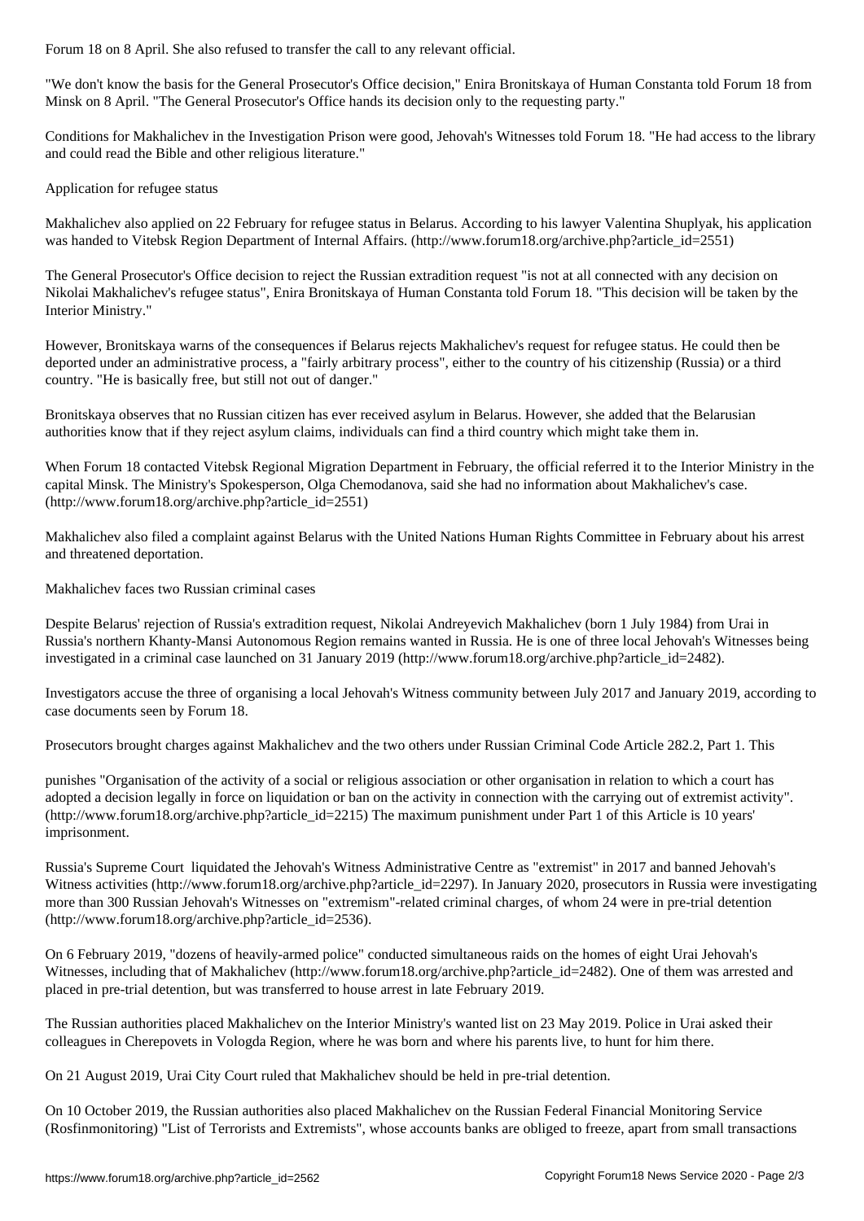Forum 18 on 8 April. She also refused to transfer the call to any relevant official.

"We don't know the basis for the General Prosecutor's Office decision," Enira Bronitskaya of Human Constanta told Forum 18 from Minsk on 8 April. "The General Prosecutor's Office hands its decision only to the requesting party."

Conditions for Makhalichev in the Investigation Prison were good, Jehovah's Witnesses told Forum 18. "He had access to the library and could read the Bible and other religious literature."

## Application for refugee status

Makhalichev also applied on 22 February for refugee status in Belarus. According to his lawyer Valentina Shuplyak, his application was handed to Vitebsk Region Department of Internal Affairs. (http://www.forum18.org/archive.php?article_id=2551)

The General Prosecutor's Office decision to reject the Russian extradition request "is not at all connected with any decision on Nikolai Makhalichev's refugee status", Enira Bronitskaya of Human Constanta told Forum 18. "This decision will be taken by the Interior Ministry."

However, Bronitskaya warns of the consequences if Belarus rejects Makhalichev's request for refugee status. He could then be deported under an administrative process, a "fairly arbitrary process", either to the country of his citizenship (Russia) or a third country. "He is basically free, but still not out of danger."

Bronitskaya observes that no Russian citizen has ever received asylum in Belarus. However, she added that the Belarusian authorities know that if they reject asylum claims, individuals can find a third country which might take them in.

When Forum 18 contacted Vitebsk Regional Migration Department in February, the official referred it to the Interior Ministry in the capital Minsk. The Ministry's Spokesperson, Olga Chemodanova, said she had no information about Makhalichev's case. (http://www.forum18.org/archive.php?article_id=2551)

Makhalichev also filed a complaint against Belarus with the United Nations Human Rights Committee in February about his arrest and threatened deportation.

## Makhalichev faces two Russian criminal cases

Despite Belarus' rejection of Russia's extradition request, Nikolai Andreyevich Makhalichev (born 1 July 1984) from Urai in Russia's northern Khanty-Mansi Autonomous Region remains wanted in Russia. He is one of three local Jehovah's Witnesses being investigated in a criminal case launched on 31 January 2019 (http://www.forum18.org/archive.php?article_id=2482).

Investigators accuse the three of organising a local Jehovah's Witness community between July 2017 and January 2019, according to case documents seen by Forum 18.

Prosecutors brought charges against Makhalichev and the two others under Russian Criminal Code Article 282.2, Part 1. This punishes "Organisation of the activity of a social or religious association or other organisation in relation to which a court has adopted a decision legally in force on liquidation or ban on the activity in connection with the carrying out of extremist activity". (http://www.forum18.org/archive.php?article_id=2215) The maximum punishment under Part 1 of this Article is 10 years' imprisonment.

Russia's Supreme Court liquidated the Jehovah's Witness Administrative Centre as "extremist" in 2017 and banned Jehovah's Witness activities (http://www.forum18.org/archive.php?article_id=2297). In January 2020, prosecutors in Russia were investigating more than 300 Russian Jehovah's Witnesses on "extremism"-related criminal charges, of whom 24 were in pre-trial detention (http://www.forum18.org/archive.php?article_id=2536).

On 6 February 2019, "dozens of heavily-armed police" conducted simultaneous raids on the homes of eight Urai Jehovah's Witnesses, including that of Makhalichev (http://www.forum18.org/archive.php?article_id=2482). One of them was arrested and placed in pre-trial detention, but was transferred to house arrest in late February 2019.

The Russian authorities placed Makhalichev on the Interior Ministry's wanted list on 23 May 2019. Police in Urai asked their colleagues in Cherepovets in Vologda Region, where he was born and where his parents live, to hunt for him there.

On 21 August 2019, Urai City Court ruled that Makhalichev should be held in pre-trial detention.

On 10 October 2019, the Russian authorities also placed Makhalichev on the Russian Federal Financial Monitoring Service (Rosfinmonitoring) "List of Terrorists and Extremists", whose accounts banks are obliged to freeze, apart from small transactions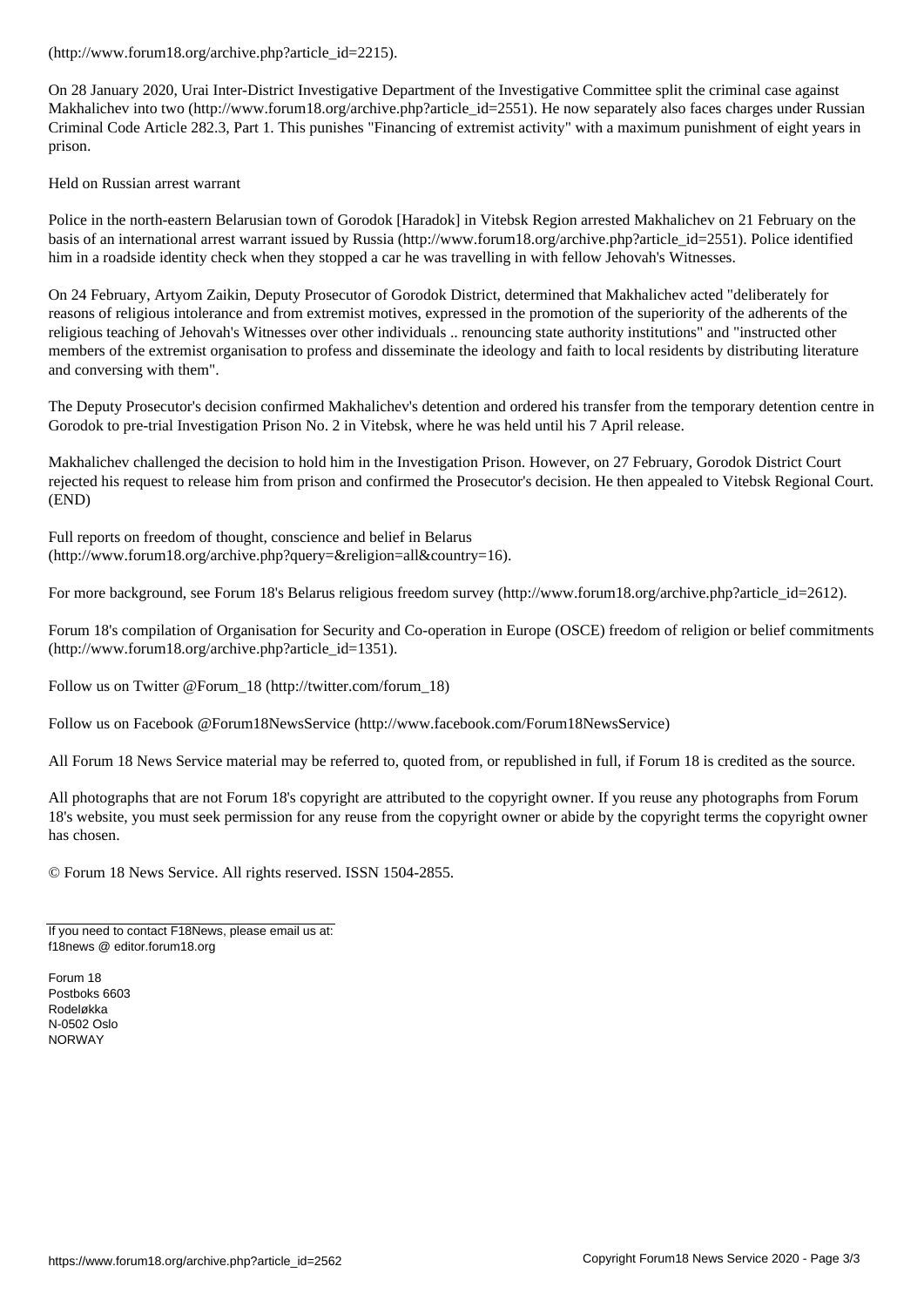(http://www.forum18.org/archive.php?article_id=2215).

On 28 January 2020, Urai Inter-District Investigative Department of the Investigative Committee split the criminal case against Makhalichev into two (http://www.forum18.org/archive.php?article_id=2551). He now separately also faces charges under Russian Criminal Code Article 282.3, Part 1. This punishes "Financing of extremist activity" with a maximum punishment of eight years in prison.

Held on Russian arrest warrant

Police in the north-eastern Belarusian town of Gorodok [Haradok] in Vitebsk Region arrested Makhalichev on 21 February on the basis of an international arrest warrant issued by Russia (http://www.forum18.org/archive.php?article_id=2551). Police identified him in a roadside identity check when they stopped a car he was travelling in with fellow Jehovah's Witnesses.

On 24 February, Artyom Zaikin, Deputy Prosecutor of Gorodok District, determined that Makhalichev acted "deliberately for reasons of religious intolerance and from extremist motives, expressed in the promotion of the superiority of the adherents of the religious teaching of Jehovah's Witnesses over other individuals .. renouncing state authority institutions" and "instructed other members of the extremist organisation to profess and disseminate the ideology and faith to local residents by distributing literature and conversing with them".

The Deputy Prosecutor's decision confirmed Makhalichev's detention and ordered his transfer from the temporary detention centre in Gorodok to pre-trial Investigation Prison No. 2 in Vitebsk, where he was held until his 7 April release.

Makhalichev challenged the decision to hold him in the Investigation Prison. However, on 27 February, Gorodok District Court rejected his request to release him from prison and confirmed the Prosecutor's decision. He then appealed to Vitebsk Regional Court. (END)

Full reports on freedom of thought, conscience and belief in Belarus (http://www.forum18.org/archive.php?query=&religion=all&country=16).

For more background, see Forum 18's Belarus religious freedom survey (http://www.forum18.org/archive.php?article_id=2612).

Forum 18's compilation of Organisation for Security and Co-operation in Europe (OSCE) freedom of religion or belief commitments (http://www.forum18.org/archive.php?article_id=1351).

Follow us on Twitter @Forum_18 (http://twitter.com/forum_18)

Follow us on Facebook @Forum18NewsService (http://www.facebook.com/Forum18NewsService)

All Forum 18 News Service material may be referred to, quoted from, or republished in full, if Forum 18 is credited as the source.

All photographs that are not Forum 18's copyright are attributed to the copyright owner. If you reuse any photographs from Forum 18's website, you must seek permission for any reuse from the copyright owner or abide by the copyright terms the copyright owner has chosen.

© Forum 18 News Service. All rights reserved. ISSN 1504-2855.

If you need to contact F18News, please email us at:
f18news @ editor.forum18.org

Forum 18
Postboks 6603
Rodeløkka
N-0502 Oslo
NORWAY